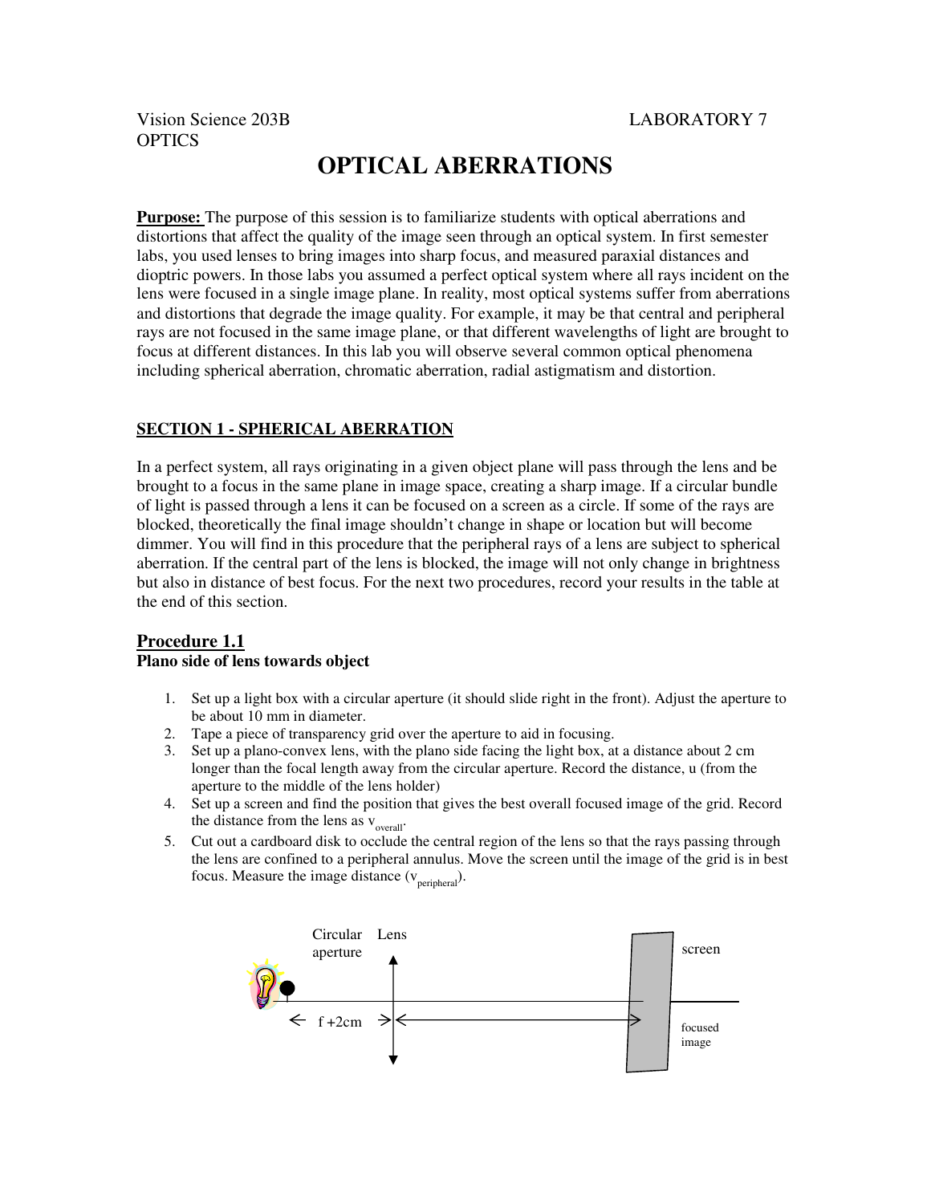Vision Science 203B
OPTICS

LABORATORY 7

# OPTICAL ABERRATIONS

**Purpose:** The purpose of this session is to familiarize students with optical aberrations and distortions that affect the quality of the image seen through an optical system. In first semester labs, you used lenses to bring images into sharp focus, and measured paraxial distances and dioptric powers. In those labs you assumed a perfect optical system where all rays incident on the lens were focused in a single image plane. In reality, most optical systems suffer from aberrations and distortions that degrade the image quality. For example, it may be that central and peripheral rays are not focused in the same image plane, or that different wavelengths of light are brought to focus at different distances. In this lab you will observe several common optical phenomena including spherical aberration, chromatic aberration, radial astigmatism and distortion.

## SECTION 1 - SPHERICAL ABERRATION

In a perfect system, all rays originating in a given object plane will pass through the lens and be brought to a focus in the same plane in image space, creating a sharp image. If a circular bundle of light is passed through a lens it can be focused on a screen as a circle. If some of the rays are blocked, theoretically the final image shouldn't change in shape or location but will become dimmer. You will find in this procedure that the peripheral rays of a lens are subject to spherical aberration. If the central part of the lens is blocked, the image will not only change in brightness but also in distance of best focus. For the next two procedures, record your results in the table at the end of this section.

### Procedure 1.1

**Plano side of lens towards object**

1. Set up a light box with a circular aperture (it should slide right in the front). Adjust the aperture to be about 10 mm in diameter.
2. Tape a piece of transparency grid over the aperture to aid in focusing.
3. Set up a plano-convex lens, with the plano side facing the light box, at a distance about 2 cm longer than the focal length away from the circular aperture. Record the distance, u (from the aperture to the middle of the lens holder)
4. Set up a screen and find the position that gives the best overall focused image of the grid. Record the distance from the lens as $v_{overall}$.
5. Cut out a cardboard disk to occlude the central region of the lens so that the rays passing through the lens are confined to a peripheral annulus. Move the screen until the image of the grid is in best focus. Measure the image distance ($v_{peripheral}$).

Circular aperture | Lens | screen | f +2cm | focused image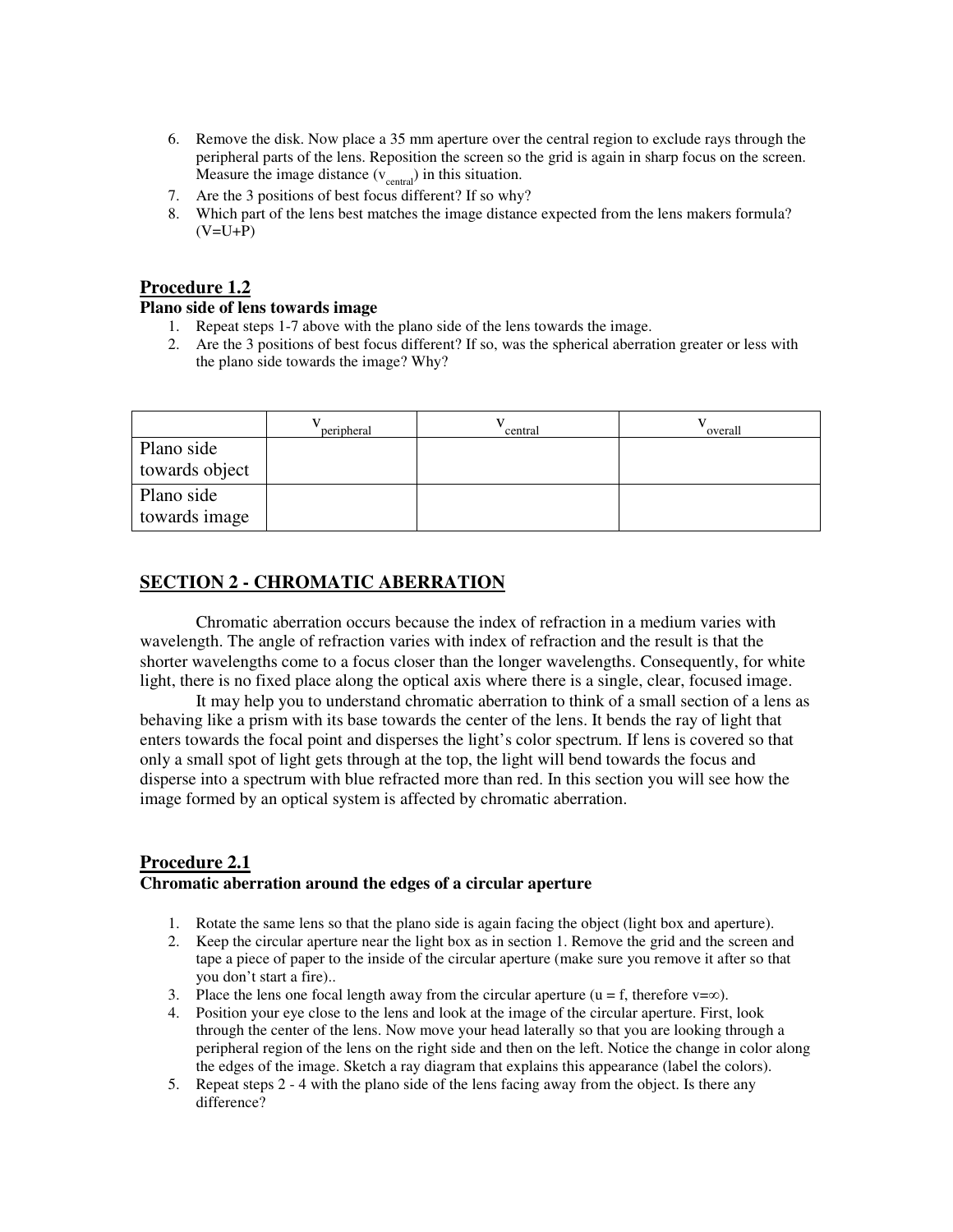6. Remove the disk. Now place a 35 mm aperture over the central region to exclude rays through the peripheral parts of the lens. Reposition the screen so the grid is again in sharp focus on the screen. Measure the image distance ($v_{central}$) in this situation.
7. Are the 3 positions of best focus different? If so why?
8. Which part of the lens best matches the image distance expected from the lens makers formula? (V=U+P)

## Procedure 1.2

**Plano side of lens towards image**

1. Repeat steps 1-7 above with the plano side of the lens towards the image.
2. Are the 3 positions of best focus different? If so, was the spherical aberration greater or less with the plano side towards the image? Why?

| | $v_{peripheral}$ | $v_{central}$ | $v_{overall}$ |
|---|---|---|---|
| Plano side towards object | | | |
| Plano side towards image | | | |

## SECTION 2 - CHROMATIC ABERRATION

Chromatic aberration occurs because the index of refraction in a medium varies with wavelength. The angle of refraction varies with index of refraction and the result is that the shorter wavelengths come to a focus closer than the longer wavelengths. Consequently, for white light, there is no fixed place along the optical axis where there is a single, clear, focused image.

It may help you to understand chromatic aberration to think of a small section of a lens as behaving like a prism with its base towards the center of the lens. It bends the ray of light that enters towards the focal point and disperses the light's color spectrum. If lens is covered so that only a small spot of light gets through at the top, the light will bend towards the focus and disperse into a spectrum with blue refracted more than red. In this section you will see how the image formed by an optical system is affected by chromatic aberration.

## Procedure 2.1

**Chromatic aberration around the edges of a circular aperture**

1. Rotate the same lens so that the plano side is again facing the object (light box and aperture).
2. Keep the circular aperture near the light box as in section 1. Remove the grid and the screen and tape a piece of paper to the inside of the circular aperture (make sure you remove it after so that you don't start a fire)..
3. Place the lens one focal length away from the circular aperture ($u = f$, therefore $v=\infty$).
4. Position your eye close to the lens and look at the image of the circular aperture. First, look through the center of the lens. Now move your head laterally so that you are looking through a peripheral region of the lens on the right side and then on the left. Notice the change in color along the edges of the image. Sketch a ray diagram that explains this appearance (label the colors).
5. Repeat steps 2 - 4 with the plano side of the lens facing away from the object. Is there any difference?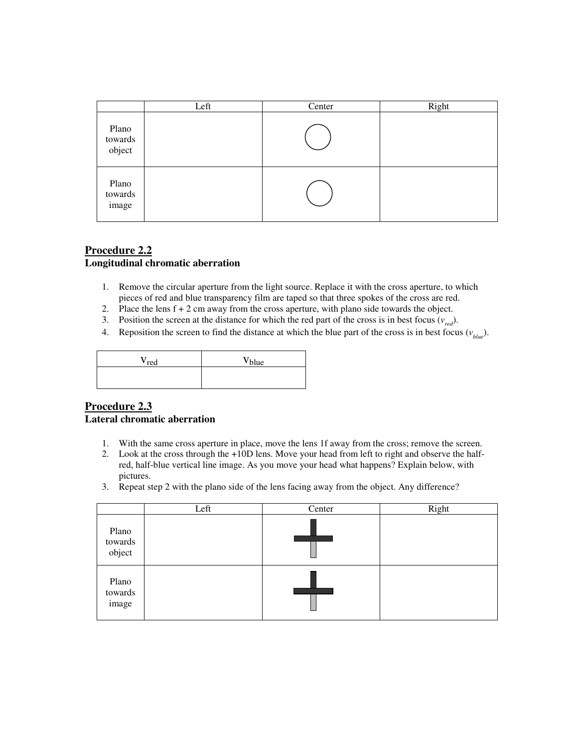|  | Left | Center | Right |
| --- | --- | --- | --- |
| Plano towards object |  |  |  |
| Plano towards image |  |  |  |

## Procedure 2.2

### Longitudinal chromatic aberration

1. Remove the circular aperture from the light source. Replace it with the cross aperture, to which pieces of red and blue transparency film are taped so that three spokes of the cross are red.
2. Place the lens f + 2 cm away from the cross aperture, with plano side towards the object.
3. Position the screen at the distance for which the red part of the cross is in best focus ($v_{red}$).
4. Reposition the screen to find the distance at which the blue part of the cross is in best focus ($v_{blue}$).

| $V_{red}$ | $V_{blue}$ |
| --- | --- |
|  |  |

## Procedure 2.3

### Lateral chromatic aberration

1. With the same cross aperture in place, move the lens 1f away from the cross; remove the screen.
2. Look at the cross through the +10D lens. Move your head from left to right and observe the half-red, half-blue vertical line image. As you move your head what happens? Explain below, with pictures.
3. Repeat step 2 with the plano side of the lens facing away from the object. Any difference?

|  | Left | Center | Right |
| --- | --- | --- | --- |
| Plano towards object |  |  |  |
| Plano towards image |  |  |  |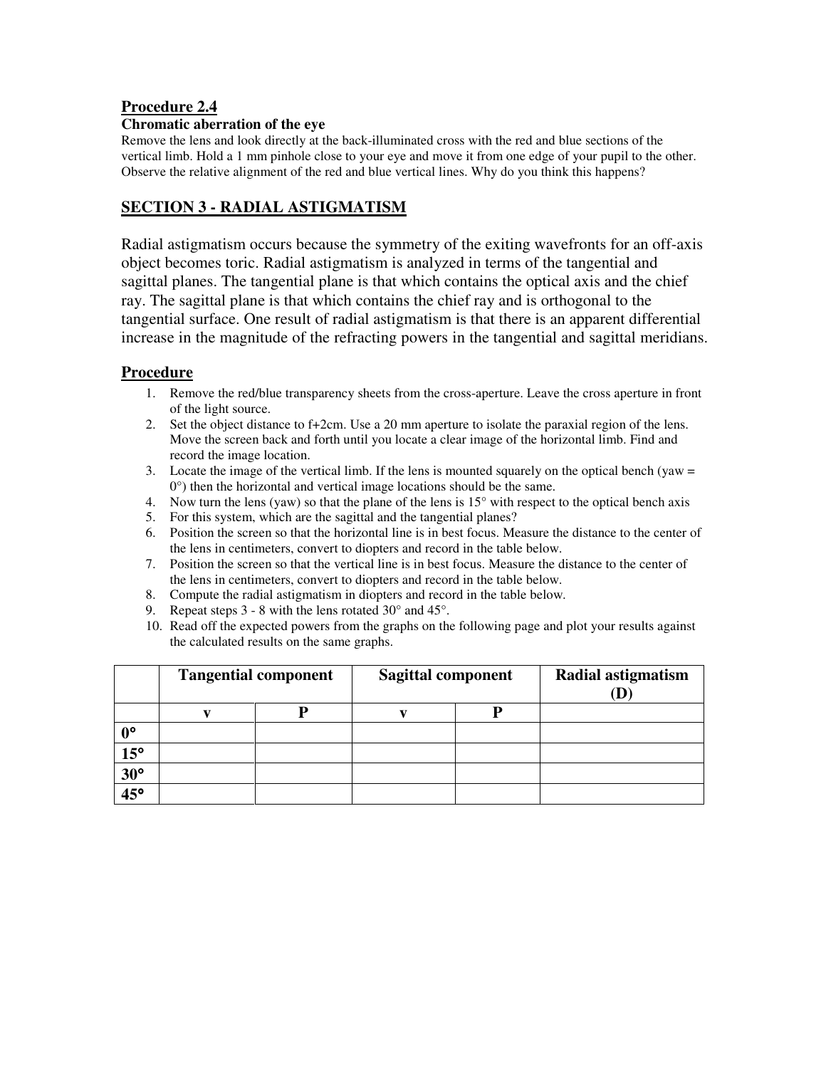## Procedure 2.4

**Chromatic aberration of the eye**

Remove the lens and look directly at the back-illuminated cross with the red and blue sections of the vertical limb. Hold a 1 mm pinhole close to your eye and move it from one edge of your pupil to the other. Observe the relative alignment of the red and blue vertical lines. Why do you think this happens?

## SECTION 3 - RADIAL ASTIGMATISM

Radial astigmatism occurs because the symmetry of the exiting wavefronts for an off-axis object becomes toric. Radial astigmatism is analyzed in terms of the tangential and sagittal planes. The tangential plane is that which contains the optical axis and the chief ray. The sagittal plane is that which contains the chief ray and is orthogonal to the tangential surface. One result of radial astigmatism is that there is an apparent differential increase in the magnitude of the refracting powers in the tangential and sagittal meridians.

### Procedure

1. Remove the red/blue transparency sheets from the cross-aperture. Leave the cross aperture in front of the light source.
2. Set the object distance to f+2cm. Use a 20 mm aperture to isolate the paraxial region of the lens. Move the screen back and forth until you locate a clear image of the horizontal limb. Find and record the image location.
3. Locate the image of the vertical limb. If the lens is mounted squarely on the optical bench (yaw = 0°) then the horizontal and vertical image locations should be the same.
4. Now turn the lens (yaw) so that the plane of the lens is 15° with respect to the optical bench axis
5. For this system, which are the sagittal and the tangential planes?
6. Position the screen so that the horizontal line is in best focus. Measure the distance to the center of the lens in centimeters, convert to diopters and record in the table below.
7. Position the screen so that the vertical line is in best focus. Measure the distance to the center of the lens in centimeters, convert to diopters and record in the table below.
8. Compute the radial astigmatism in diopters and record in the table below.
9. Repeat steps 3 - 8 with the lens rotated 30° and 45°.
10. Read off the expected powers from the graphs on the following page and plot your results against the calculated results on the same graphs.

| | **Tangential component** | | **Sagittal component** | | **Radial astigmatism (D)** |
|---|---|---|---|---|---|
| | **v** | **P** | **v** | **P** | |
| **0°** | | | | | |
| **15°** | | | | | |
| **30°** | | | | | |
| **45°** | | | | | |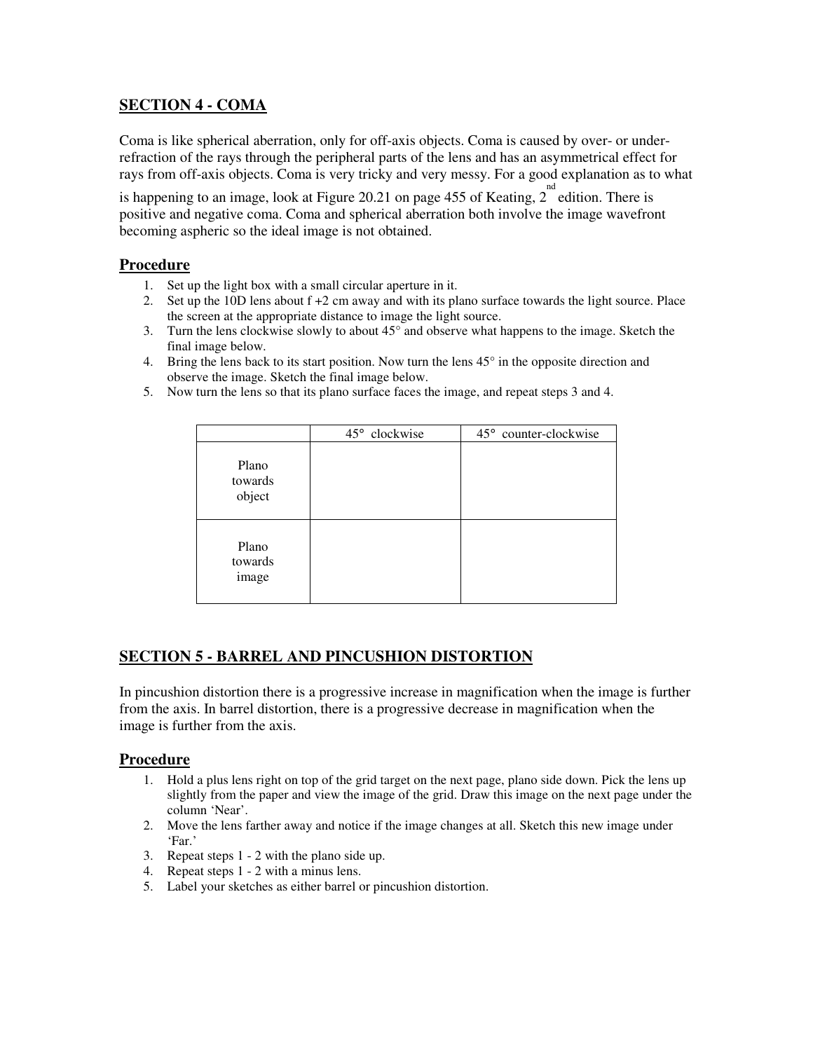## SECTION 4 - COMA

Coma is like spherical aberration, only for off-axis objects. Coma is caused by over- or under-refraction of the rays through the peripheral parts of the lens and has an asymmetrical effect for rays from off-axis objects. Coma is very tricky and very messy. For a good explanation as to what is happening to an image, look at Figure 20.21 on page 455 of Keating, 2nd edition. There is positive and negative coma. Coma and spherical aberration both involve the image wavefront becoming aspheric so the ideal image is not obtained.

### Procedure

1. Set up the light box with a small circular aperture in it.
2. Set up the 10D lens about f +2 cm away and with its plano surface towards the light source. Place the screen at the appropriate distance to image the light source.
3. Turn the lens clockwise slowly to about 45° and observe what happens to the image. Sketch the final image below.
4. Bring the lens back to its start position. Now turn the lens 45° in the opposite direction and observe the image. Sketch the final image below.
5. Now turn the lens so that its plano surface faces the image, and repeat steps 3 and 4.

| | 45° clockwise | 45° counter-clockwise |
|---|---|---|
| Plano towards object | | |
| Plano towards image | | |

## SECTION 5 - BARREL AND PINCUSHION DISTORTION

In pincushion distortion there is a progressive increase in magnification when the image is further from the axis. In barrel distortion, there is a progressive decrease in magnification when the image is further from the axis.

### Procedure

1. Hold a plus lens right on top of the grid target on the next page, plano side down. Pick the lens up slightly from the paper and view the image of the grid. Draw this image on the next page under the column 'Near'.
2. Move the lens farther away and notice if the image changes at all. Sketch this new image under 'Far.'
3. Repeat steps 1 - 2 with the plano side up.
4. Repeat steps 1 - 2 with a minus lens.
5. Label your sketches as either barrel or pincushion distortion.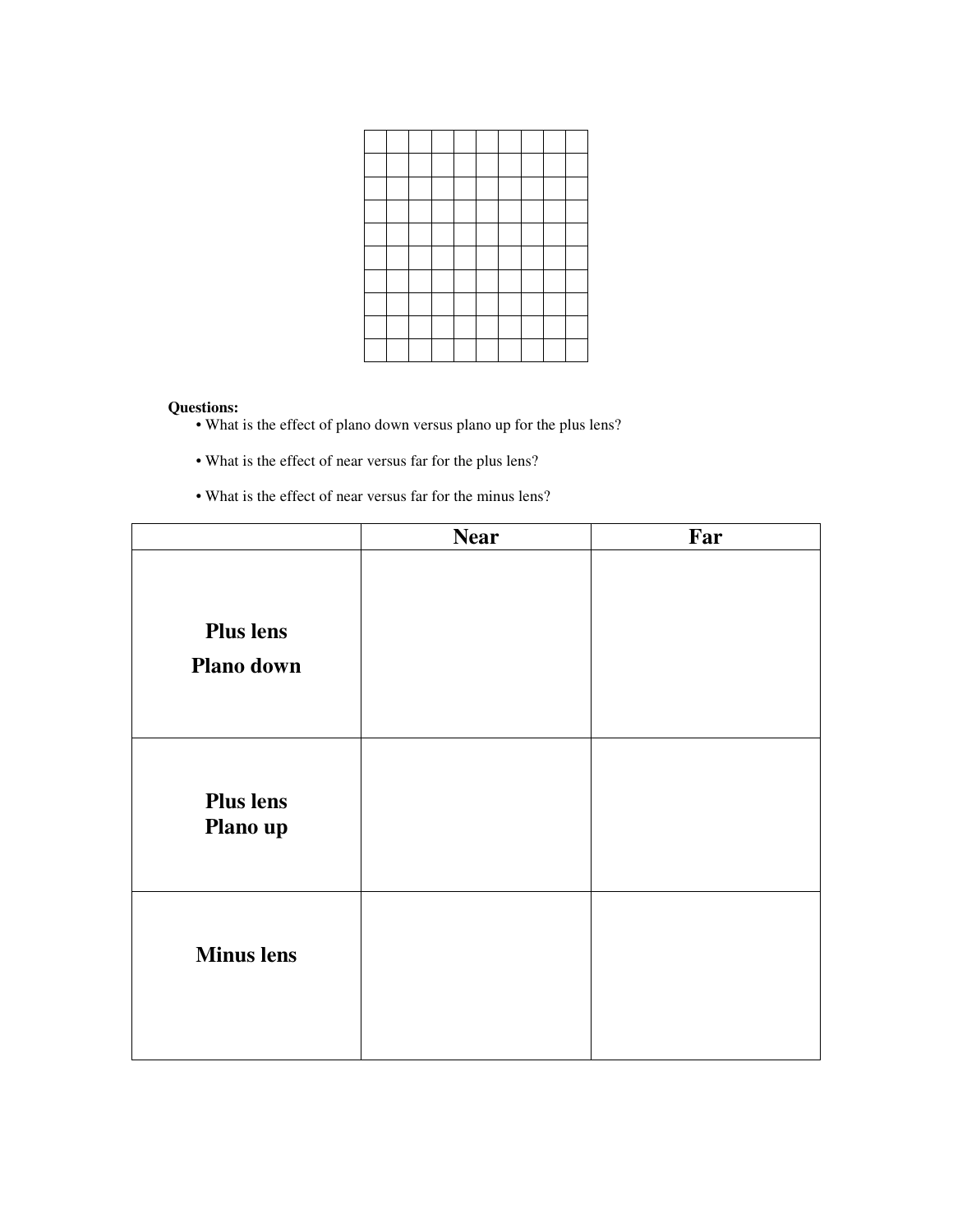**Questions:**

- What is the effect of plano down versus plano up for the plus lens?
- What is the effect of near versus far for the plus lens?
- What is the effect of near versus far for the minus lens?

| | **Near** | **Far** |
|---|---|---|
| **Plus lens Plano down** | | |
| **Plus lens Plano up** | | |
| **Minus lens** | | |